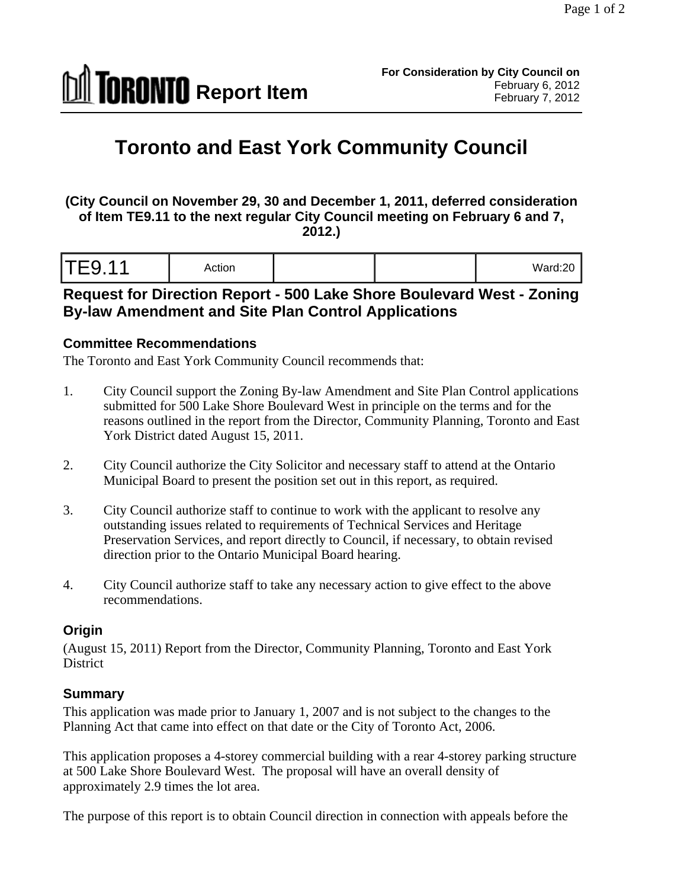**TORONTO Report Item**

**For Consideration by City Council on**
February 6, 2012
February 7, 2012

# Toronto and East York Community Council

**(City Council on November 29, 30 and December 1, 2011, deferred consideration of Item TE9.11 to the next regular City Council meeting on February 6 and 7, 2012.)**

| TE9.11 | Action | | | Ward:20 |
|---|---|---|---|---|

## Request for Direction Report - 500 Lake Shore Boulevard West - Zoning By-law Amendment and Site Plan Control Applications

### Committee Recommendations

The Toronto and East York Community Council recommends that:

1. City Council support the Zoning By-law Amendment and Site Plan Control applications submitted for 500 Lake Shore Boulevard West in principle on the terms and for the reasons outlined in the report from the Director, Community Planning, Toronto and East York District dated August 15, 2011.

2. City Council authorize the City Solicitor and necessary staff to attend at the Ontario Municipal Board to present the position set out in this report, as required.

3. City Council authorize staff to continue to work with the applicant to resolve any outstanding issues related to requirements of Technical Services and Heritage Preservation Services, and report directly to Council, if necessary, to obtain revised direction prior to the Ontario Municipal Board hearing.

4. City Council authorize staff to take any necessary action to give effect to the above recommendations.

### Origin

(August 15, 2011) Report from the Director, Community Planning, Toronto and East York District

### Summary

This application was made prior to January 1, 2007 and is not subject to the changes to the Planning Act that came into effect on that date or the City of Toronto Act, 2006.

This application proposes a 4-storey commercial building with a rear 4-storey parking structure at 500 Lake Shore Boulevard West. The proposal will have an overall density of approximately 2.9 times the lot area.

The purpose of this report is to obtain Council direction in connection with appeals before the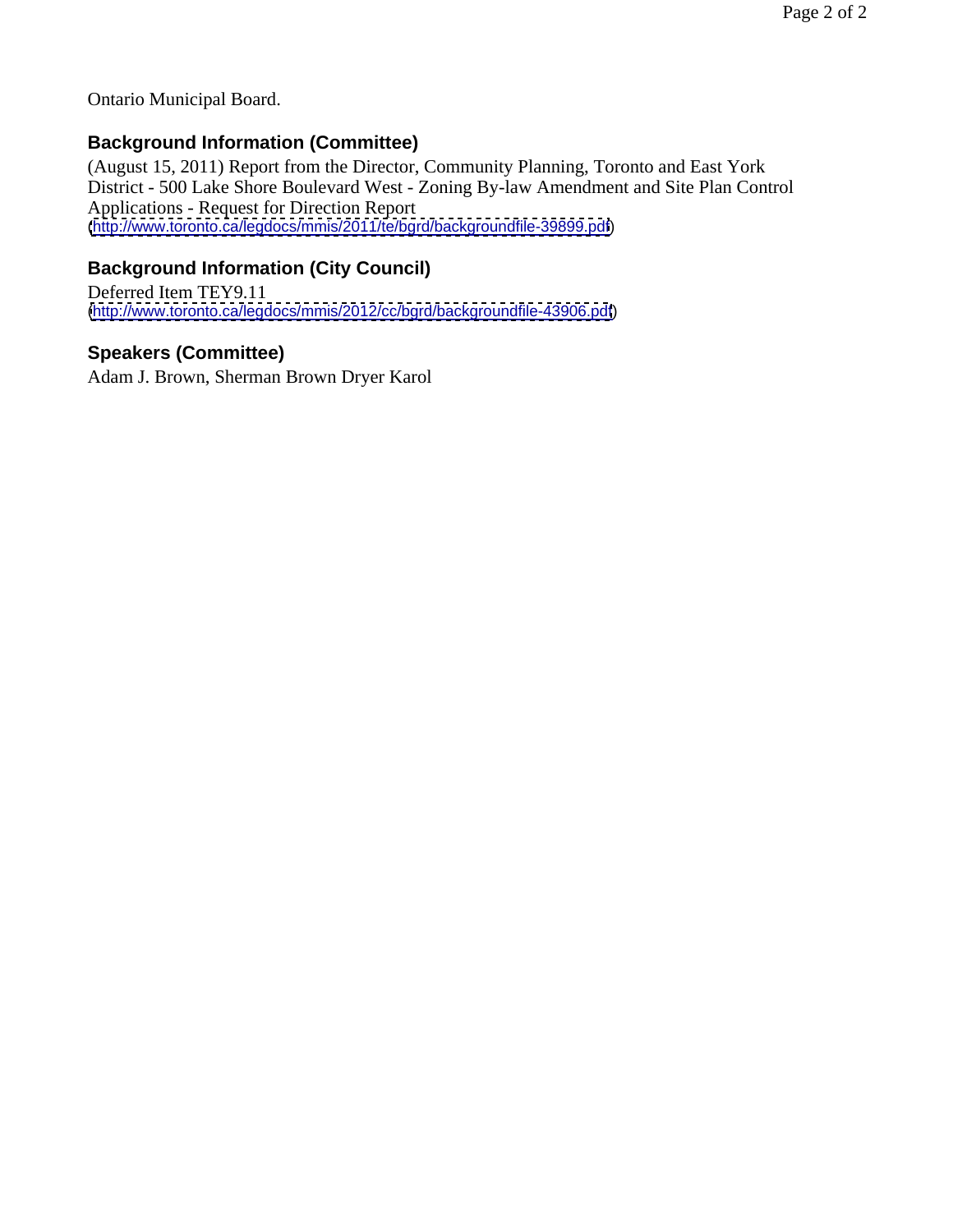Ontario Municipal Board.

## Background Information (Committee)

(August 15, 2011) Report from the Director, Community Planning, Toronto and East York District - 500 Lake Shore Boulevard West - Zoning By-law Amendment and Site Plan Control Applications - Request for Direction Report
(http://www.toronto.ca/legdocs/mmis/2011/te/bgrd/backgroundfile-39899.pdf)

## Background Information (City Council)

Deferred Item TEY9.11
(http://www.toronto.ca/legdocs/mmis/2012/cc/bgrd/backgroundfile-43906.pdf)

## Speakers (Committee)

Adam J. Brown, Sherman Brown Dryer Karol